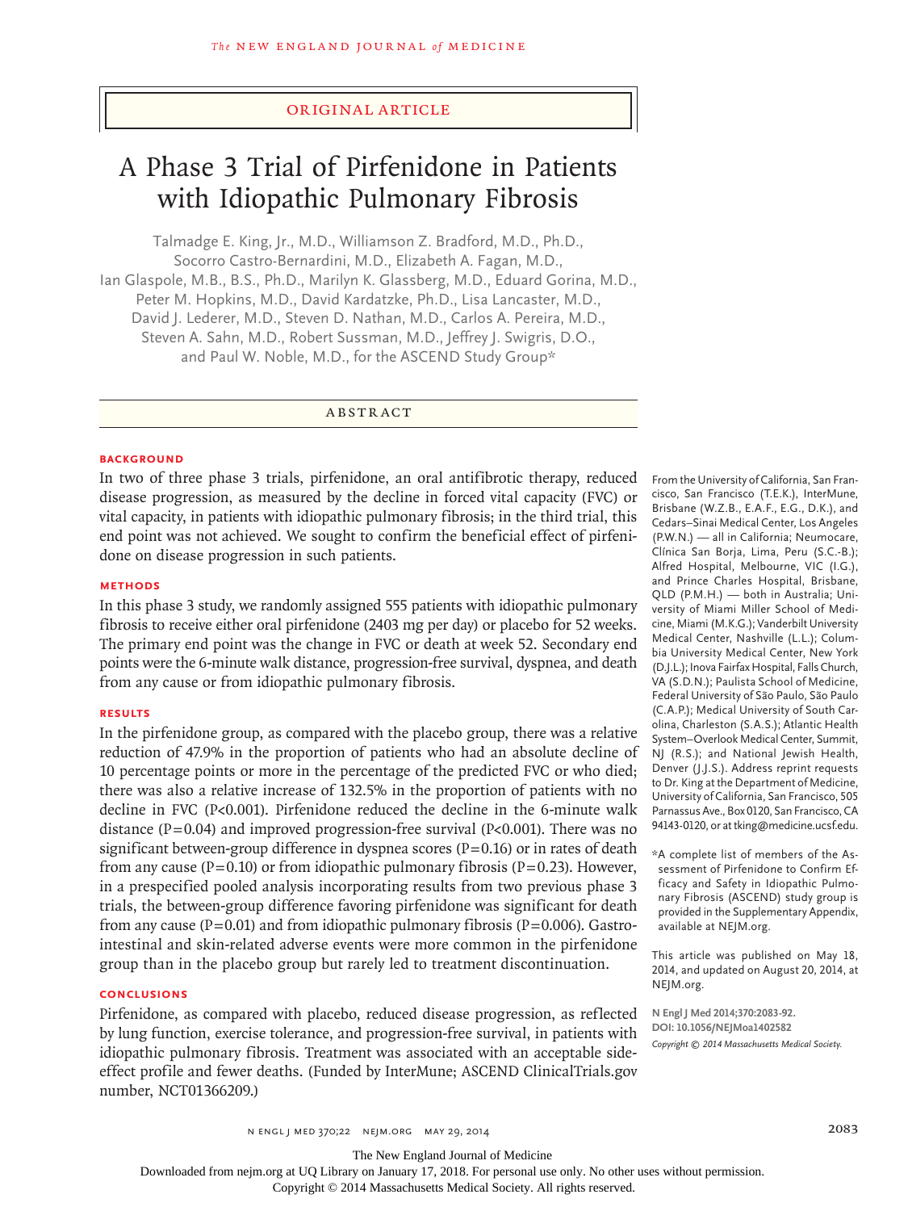Original Article

# A Phase 3 Trial of Pirfenidone in Patients with Idiopathic Pulmonary Fibrosis

Talmadge E. King, Jr., M.D., Williamson Z. Bradford, M.D., Ph.D., Socorro Castro-Bernardini, M.D., Elizabeth A. Fagan, M.D., Ian Glaspole, M.B., B.S., Ph.D., Marilyn K. Glassberg, M.D., Eduard Gorina, M.D., Peter M. Hopkins, M.D., David Kardatzke, Ph.D., Lisa Lancaster, M.D., David J. Lederer, M.D., Steven D. Nathan, M.D., Carlos A. Pereira, M.D., Steven A. Sahn, M.D., Robert Sussman, M.D., Jeffrey J. Swigris, D.O., and Paul W. Noble, M.D., for the ASCEND Study Group*

## Abstract

### Background

In two of three phase 3 trials, pirfenidone, an oral antifibrotic therapy, reduced disease progression, as measured by the decline in forced vital capacity (FVC) or vital capacity, in patients with idiopathic pulmonary fibrosis; in the third trial, this end point was not achieved. We sought to confirm the beneficial effect of pirfenidone on disease progression in such patients.

### Methods

In this phase 3 study, we randomly assigned 555 patients with idiopathic pulmonary fibrosis to receive either oral pirfenidone (2403 mg per day) or placebo for 52 weeks. The primary end point was the change in FVC or death at week 52. Secondary end points were the 6-minute walk distance, progression-free survival, dyspnea, and death from any cause or from idiopathic pulmonary fibrosis.

### Results

In the pirfenidone group, as compared with the placebo group, there was a relative reduction of 47.9% in the proportion of patients who had an absolute decline of 10 percentage points or more in the percentage of the predicted FVC or who died; there was also a relative increase of 132.5% in the proportion of patients with no decline in FVC ($P<0.001$). Pirfenidone reduced the decline in the 6-minute walk distance ($P=0.04$) and improved progression-free survival ($P<0.001$). There was no significant between-group difference in dyspnea scores ($P=0.16$) or in rates of death from any cause ($P=0.10$) or from idiopathic pulmonary fibrosis ($P=0.23$). However, in a prespecified pooled analysis incorporating results from two previous phase 3 trials, the between-group difference favoring pirfenidone was significant for death from any cause ($P=0.01$) and from idiopathic pulmonary fibrosis ($P=0.006$). Gastrointestinal and skin-related adverse events were more common in the pirfenidone group than in the placebo group but rarely led to treatment discontinuation.

### Conclusions

Pirfenidone, as compared with placebo, reduced disease progression, as reflected by lung function, exercise tolerance, and progression-free survival, in patients with idiopathic pulmonary fibrosis. Treatment was associated with an acceptable side-effect profile and fewer deaths. (Funded by InterMune; ASCEND ClinicalTrials.gov number, NCT01366209.)

From the University of California, San Francisco, San Francisco (T.E.K.), InterMune, Brisbane (W.Z.B., E.A.F., E.G., D.K.), and Cedars–Sinai Medical Center, Los Angeles (P.W.N.) — all in California; Neumocare, Clínica San Borja, Lima, Peru (S.C.-B.); Alfred Hospital, Melbourne, VIC (I.G.), and Prince Charles Hospital, Brisbane, QLD (P.M.H.) — both in Australia; University of Miami Miller School of Medicine, Miami (M.K.G.); Vanderbilt University Medical Center, Nashville (L.L.); Columbia University Medical Center, New York (D.J.L.); Inova Fairfax Hospital, Falls Church, VA (S.D.N.); Paulista School of Medicine, Federal University of São Paulo, São Paulo (C.A.P.); Medical University of South Carolina, Charleston (S.A.S.); Atlantic Health System–Overlook Medical Center, Summit, NJ (R.S.); and National Jewish Health, Denver (J.J.S.). Address reprint requests to Dr. King at the Department of Medicine, University of California, San Francisco, 505 Parnassus Ave., Box 0120, San Francisco, CA 94143-0120, or at tking@medicine.ucsf.edu.

*A complete list of members of the Assessment of Pirfenidone to Confirm Efficacy and Safety in Idiopathic Pulmonary Fibrosis (ASCEND) study group is provided in the Supplementary Appendix, available at NEJM.org.

This article was published on May 18, 2014, and updated on August 20, 2014, at NEJM.org.

**N Engl J Med 2014;370:2083-92.**
**DOI: 10.1056/NEJMoa1402582**
*Copyright © 2014 Massachusetts Medical Society.*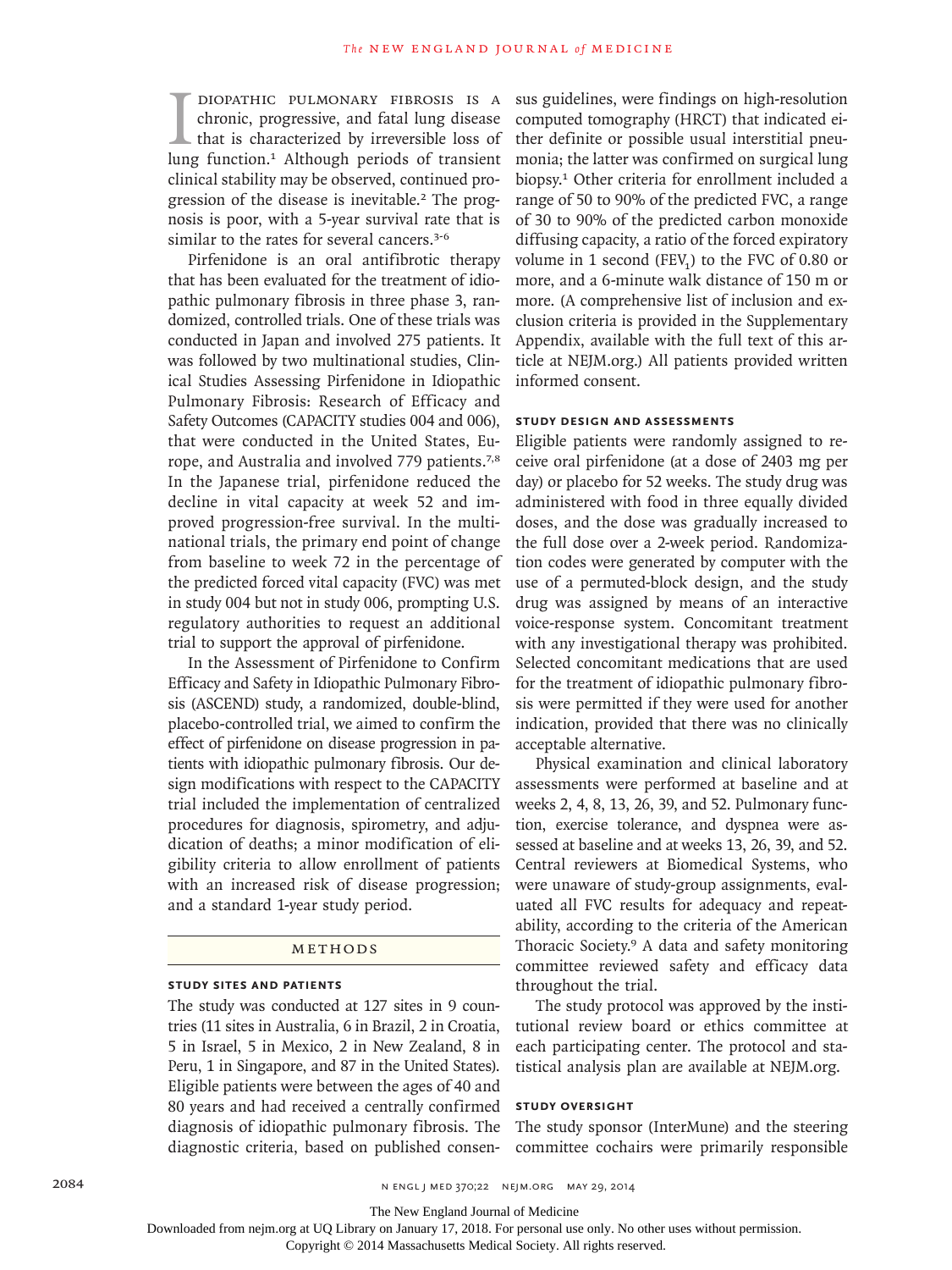Idiopathic pulmonary fibrosis is a chronic, progressive, and fatal lung disease that is characterized by irreversible loss of lung function.[1] Although periods of transient clinical stability may be observed, continued progression of the disease is inevitable.[2] The prognosis is poor, with a 5-year survival rate that is similar to the rates for several cancers.[3-6]

Pirfenidone is an oral antifibrotic therapy that has been evaluated for the treatment of idiopathic pulmonary fibrosis in three phase 3, randomized, controlled trials. One of these trials was conducted in Japan and involved 275 patients. It was followed by two multinational studies, Clinical Studies Assessing Pirfenidone in Idiopathic Pulmonary Fibrosis: Research of Efficacy and Safety Outcomes (CAPACITY studies 004 and 006), that were conducted in the United States, Europe, and Australia and involved 779 patients.[7,8] In the Japanese trial, pirfenidone reduced the decline in vital capacity at week 52 and improved progression-free survival. In the multinational trials, the primary end point of change from baseline to week 72 in the percentage of the predicted forced vital capacity (FVC) was met in study 004 but not in study 006, prompting U.S. regulatory authorities to request an additional trial to support the approval of pirfenidone.

In the Assessment of Pirfenidone to Confirm Efficacy and Safety in Idiopathic Pulmonary Fibrosis (ASCEND) study, a randomized, double-blind, placebo-controlled trial, we aimed to confirm the effect of pirfenidone on disease progression in patients with idiopathic pulmonary fibrosis. Our design modifications with respect to the CAPACITY trial included the implementation of centralized procedures for diagnosis, spirometry, and adjudication of deaths; a minor modification of eligibility criteria to allow enrollment of patients with an increased risk of disease progression; and a standard 1-year study period.

## Methods

### Study Sites and Patients

The study was conducted at 127 sites in 9 countries (11 sites in Australia, 6 in Brazil, 2 in Croatia, 5 in Israel, 5 in Mexico, 2 in New Zealand, 8 in Peru, 1 in Singapore, and 87 in the United States). Eligible patients were between the ages of 40 and 80 years and had received a centrally confirmed diagnosis of idiopathic pulmonary fibrosis. The diagnostic criteria, based on published consensus guidelines, were findings on high-resolution computed tomography (HRCT) that indicated either definite or possible usual interstitial pneumonia; the latter was confirmed on surgical lung biopsy.[1] Other criteria for enrollment included a range of 50 to 90% of the predicted FVC, a range of 30 to 90% of the predicted carbon monoxide diffusing capacity, a ratio of the forced expiratory volume in 1 second ($FEV_1$) to the FVC of 0.80 or more, and a 6-minute walk distance of 150 m or more. (A comprehensive list of inclusion and exclusion criteria is provided in the Supplementary Appendix, available with the full text of this article at NEJM.org.) All patients provided written informed consent.

### Study Design and Assessments

Eligible patients were randomly assigned to receive oral pirfenidone (at a dose of 2403 mg per day) or placebo for 52 weeks. The study drug was administered with food in three equally divided doses, and the dose was gradually increased to the full dose over a 2-week period. Randomization codes were generated by computer with the use of a permuted-block design, and the study drug was assigned by means of an interactive voice-response system. Concomitant treatment with any investigational therapy was prohibited. Selected concomitant medications that are used for the treatment of idiopathic pulmonary fibrosis were permitted if they were used for another indication, provided that there was no clinically acceptable alternative.

Physical examination and clinical laboratory assessments were performed at baseline and at weeks 2, 4, 8, 13, 26, 39, and 52. Pulmonary function, exercise tolerance, and dyspnea were assessed at baseline and at weeks 13, 26, 39, and 52. Central reviewers at Biomedical Systems, who were unaware of study-group assignments, evaluated all FVC results for adequacy and repeatability, according to the criteria of the American Thoracic Society.[9] A data and safety monitoring committee reviewed safety and efficacy data throughout the trial.

The study protocol was approved by the institutional review board or ethics committee at each participating center. The protocol and statistical analysis plan are available at NEJM.org.

### Study Oversight

The study sponsor (InterMune) and the steering committee cochairs were primarily responsible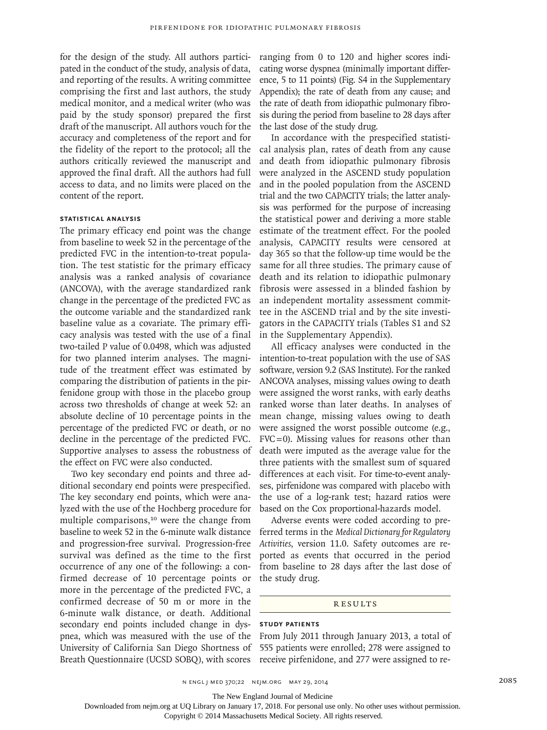for the design of the study. All authors participated in the conduct of the study, analysis of data, and reporting of the results. A writing committee comprising the first and last authors, the study medical monitor, and a medical writer (who was paid by the study sponsor) prepared the first draft of the manuscript. All authors vouch for the accuracy and completeness of the report and for the fidelity of the report to the protocol; all the authors critically reviewed the manuscript and approved the final draft. All the authors had full access to data, and no limits were placed on the content of the report.

### STATISTICAL ANALYSIS

The primary efficacy end point was the change from baseline to week 52 in the percentage of the predicted FVC in the intention-to-treat population. The test statistic for the primary efficacy analysis was a ranked analysis of covariance (ANCOVA), with the average standardized rank change in the percentage of the predicted FVC as the outcome variable and the standardized rank baseline value as a covariate. The primary efficacy analysis was tested with the use of a final two-tailed P value of 0.0498, which was adjusted for two planned interim analyses. The magnitude of the treatment effect was estimated by comparing the distribution of patients in the pirfenidone group with those in the placebo group across two thresholds of change at week 52: an absolute decline of 10 percentage points in the percentage of the predicted FVC or death, or no decline in the percentage of the predicted FVC. Supportive analyses to assess the robustness of the effect on FVC were also conducted.

Two key secondary end points and three additional secondary end points were prespecified. The key secondary end points, which were analyzed with the use of the Hochberg procedure for multiple comparisons,[10] were the change from baseline to week 52 in the 6-minute walk distance and progression-free survival. Progression-free survival was defined as the time to the first occurrence of any one of the following: a confirmed decrease of 10 percentage points or more in the percentage of the predicted FVC, a confirmed decrease of 50 m or more in the 6-minute walk distance, or death. Additional secondary end points included change in dyspnea, which was measured with the use of the University of California San Diego Shortness of Breath Questionnaire (UCSD SOBQ), with scores ranging from 0 to 120 and higher scores indicating worse dyspnea (minimally important difference, 5 to 11 points) (Fig. S4 in the Supplementary Appendix); the rate of death from any cause; and the rate of death from idiopathic pulmonary fibrosis during the period from baseline to 28 days after the last dose of the study drug.

In accordance with the prespecified statistical analysis plan, rates of death from any cause and death from idiopathic pulmonary fibrosis were analyzed in the ASCEND study population and in the pooled population from the ASCEND trial and the two CAPACITY trials; the latter analysis was performed for the purpose of increasing the statistical power and deriving a more stable estimate of the treatment effect. For the pooled analysis, CAPACITY results were censored at day 365 so that the follow-up time would be the same for all three studies. The primary cause of death and its relation to idiopathic pulmonary fibrosis were assessed in a blinded fashion by an independent mortality assessment committee in the ASCEND trial and by the site investigators in the CAPACITY trials (Tables S1 and S2 in the Supplementary Appendix).

All efficacy analyses were conducted in the intention-to-treat population with the use of SAS software, version 9.2 (SAS Institute). For the ranked ANCOVA analyses, missing values owing to death were assigned the worst ranks, with early deaths ranked worse than later deaths. In analyses of mean change, missing values owing to death were assigned the worst possible outcome (e.g., FVC = 0). Missing values for reasons other than death were imputed as the average value for the three patients with the smallest sum of squared differences at each visit. For time-to-event analyses, pirfenidone was compared with placebo with the use of a log-rank test; hazard ratios were based on the Cox proportional-hazards model.

Adverse events were coded according to preferred terms in the *Medical Dictionary for Regulatory Activities*, version 11.0. Safety outcomes are reported as events that occurred in the period from baseline to 28 days after the last dose of the study drug.

## RESULTS

### STUDY PATIENTS

From July 2011 through January 2013, a total of 555 patients were enrolled; 278 were assigned to receive pirfenidone, and 277 were assigned to re-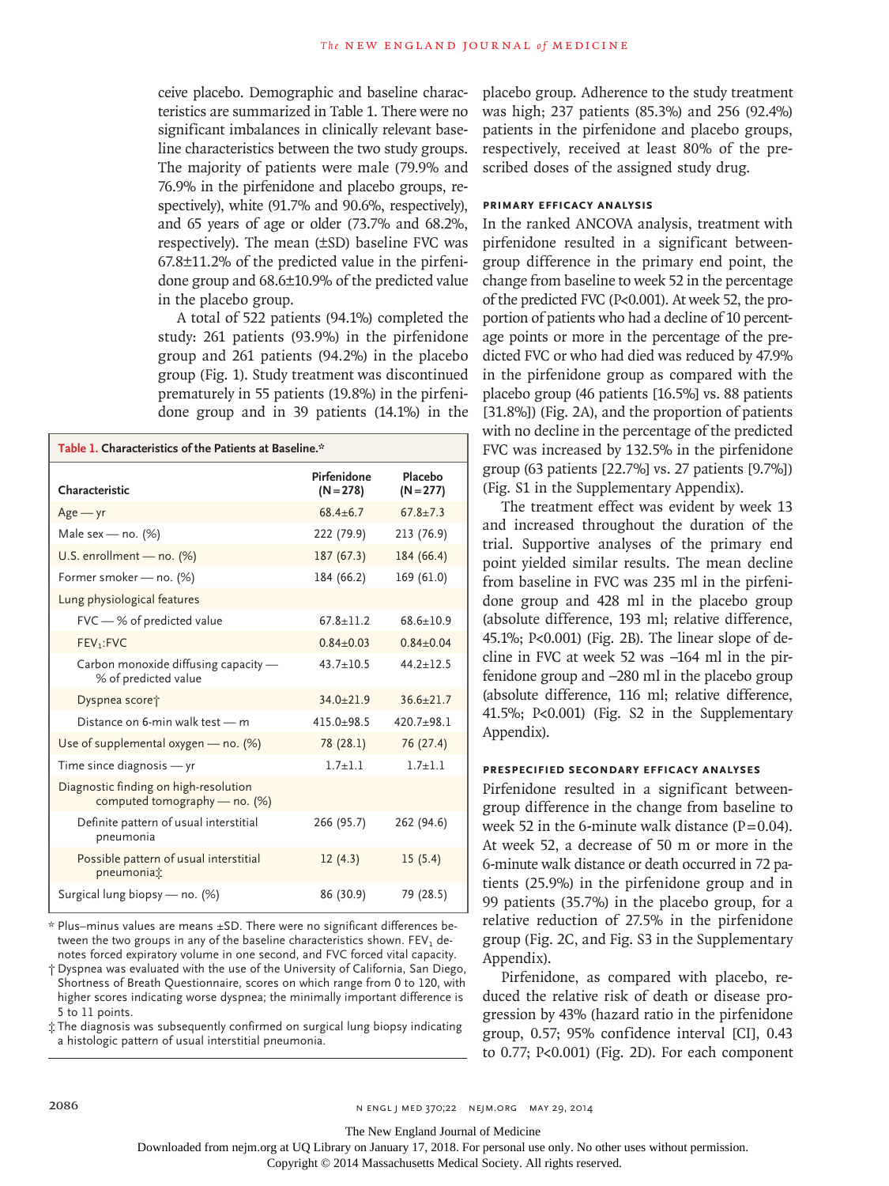ceive placebo. Demographic and baseline characteristics are summarized in Table 1. There were no significant imbalances in clinically relevant baseline characteristics between the two study groups. The majority of patients were male (79.9% and 76.9% in the pirfenidone and placebo groups, respectively), white (91.7% and 90.6%, respectively), and 65 years of age or older (73.7% and 68.2%, respectively). The mean (±SD) baseline FVC was 67.8±11.2% of the predicted value in the pirfenidone group and 68.6±10.9% of the predicted value in the placebo group.

A total of 522 patients (94.1%) completed the study: 261 patients (93.9%) in the pirfenidone group and 261 patients (94.2%) in the placebo group (Fig. 1). Study treatment was discontinued prematurely in 55 patients (19.8%) in the pirfenidone group and in 39 patients (14.1%) in the placebo group. Adherence to the study treatment was high; 237 patients (85.3%) and 256 (92.4%) patients in the pirfenidone and placebo groups, respectively, received at least 80% of the prescribed doses of the assigned study drug.

**Table 1.** Characteristics of the Patients at Baseline.*

| Characteristic | Pirfenidone (N=278) | Placebo (N=277) |
|---|---|---|
| Age — yr | 68.4±6.7 | 67.8±7.3 |
| Male sex — no. (%) | 222 (79.9) | 213 (76.9) |
| U.S. enrollment — no. (%) | 187 (67.3) | 184 (66.4) |
| Former smoker — no. (%) | 184 (66.2) | 169 (61.0) |
| Lung physiological features | | |
| FVC — % of predicted value | 67.8±11.2 | 68.6±10.9 |
| $FEV_1$:FVC | 0.84±0.03 | 0.84±0.04 |
| Carbon monoxide diffusing capacity — % of predicted value | 43.7±10.5 | 44.2±12.5 |
| Dyspnea score† | 34.0±21.9 | 36.6±21.7 |
| Distance on 6-min walk test — m | 415.0±98.5 | 420.7±98.1 |
| Use of supplemental oxygen — no. (%) | 78 (28.1) | 76 (27.4) |
| Time since diagnosis — yr | 1.7±1.1 | 1.7±1.1 |
| Diagnostic finding on high-resolution computed tomography — no. (%) | | |
| Definite pattern of usual interstitial pneumonia | 266 (95.7) | 262 (94.6) |
| Possible pattern of usual interstitial pneumonia‡ | 12 (4.3) | 15 (5.4) |
| Surgical lung biopsy — no. (%) | 86 (30.9) | 79 (28.5) |

\* Plus–minus values are means ±SD. There were no significant differences between the two groups in any of the baseline characteristics shown. $FEV_1$ denotes forced expiratory volume in one second, and FVC forced vital capacity.

† Dyspnea was evaluated with the use of the University of California, San Diego, Shortness of Breath Questionnaire, scores on which range from 0 to 120, with higher scores indicating worse dyspnea; the minimally important difference is 5 to 11 points.

‡ The diagnosis was subsequently confirmed on surgical lung biopsy indicating a histologic pattern of usual interstitial pneumonia.

## PRIMARY EFFICACY ANALYSIS

In the ranked ANCOVA analysis, treatment with pirfenidone resulted in a significant between-group difference in the primary end point, the change from baseline to week 52 in the percentage of the predicted FVC (P<0.001). At week 52, the proportion of patients who had a decline of 10 percentage points or more in the percentage of the predicted FVC or who had died was reduced by 47.9% in the pirfenidone group as compared with the placebo group (46 patients [16.5%] vs. 88 patients [31.8%]) (Fig. 2A), and the proportion of patients with no decline in the percentage of the predicted FVC was increased by 132.5% in the pirfenidone group (63 patients [22.7%] vs. 27 patients [9.7%]) (Fig. S1 in the Supplementary Appendix).

The treatment effect was evident by week 13 and increased throughout the duration of the trial. Supportive analyses of the primary end point yielded similar results. The mean decline from baseline in FVC was 235 ml in the pirfenidone group and 428 ml in the placebo group (absolute difference, 193 ml; relative difference, 45.1%; P<0.001) (Fig. 2B). The linear slope of decline in FVC at week 52 was −164 ml in the pirfenidone group and −280 ml in the placebo group (absolute difference, 116 ml; relative difference, 41.5%; P<0.001) (Fig. S2 in the Supplementary Appendix).

## PRESPECIFIED SECONDARY EFFICACY ANALYSES

Pirfenidone resulted in a significant between-group difference in the change from baseline to week 52 in the 6-minute walk distance (P=0.04). At week 52, a decrease of 50 m or more in the 6-minute walk distance or death occurred in 72 patients (25.9%) in the pirfenidone group and in 99 patients (35.7%) in the placebo group, for a relative reduction of 27.5% in the pirfenidone group (Fig. 2C, and Fig. S3 in the Supplementary Appendix).

Pirfenidone, as compared with placebo, reduced the relative risk of death or disease progression by 43% (hazard ratio in the pirfenidone group, 0.57; 95% confidence interval [CI], 0.43 to 0.77; P<0.001) (Fig. 2D). For each component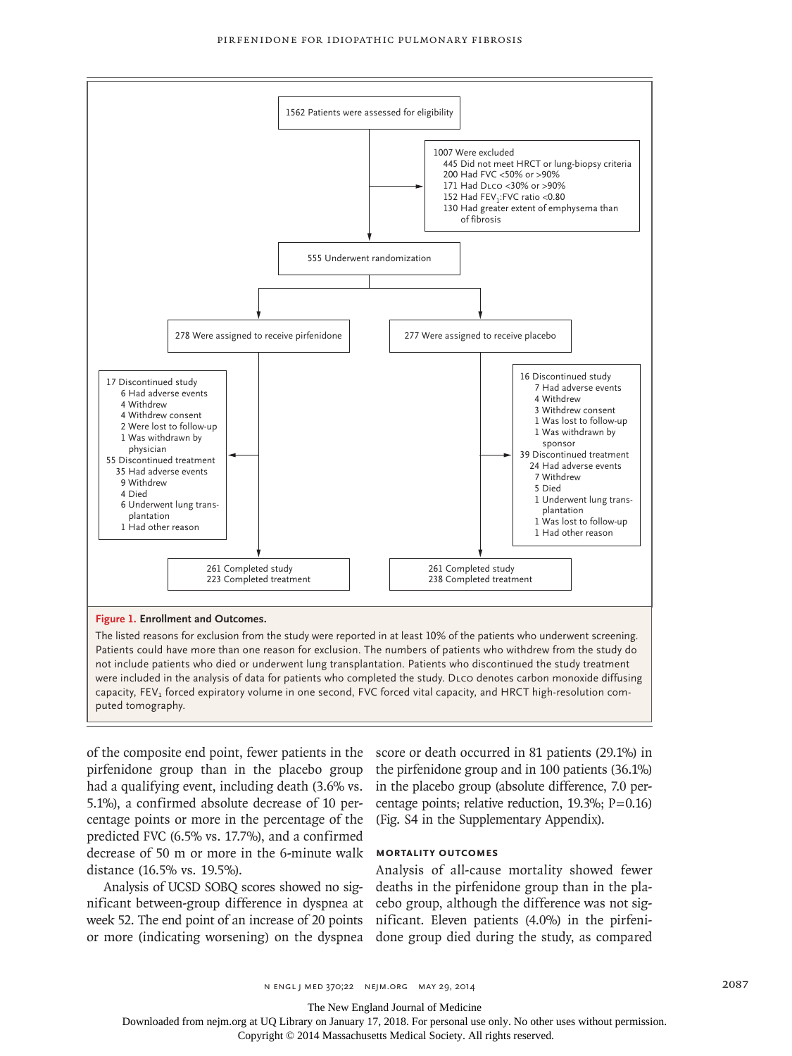1562 Patients were assessed for eligibility

1007 Were excluded
- 445 Did not meet HRCT or lung-biopsy criteria
- 200 Had FVC <50% or >90%
- 171 Had DLCO <30% or >90%
- 152 Had $FEV_1$:FVC ratio <0.80
- 130 Had greater extent of emphysema than of fibrosis

555 Underwent randomization

278 Were assigned to receive pirfenidone

17 Discontinued study
- 6 Had adverse events
- 4 Withdrew
- 4 Withdrew consent
- 2 Were lost to follow-up
- 1 Was withdrawn by physician

55 Discontinued treatment
- 35 Had adverse events
- 9 Withdrew
- 4 Died
- 6 Underwent lung transplantation
- 1 Had other reason

261 Completed study
223 Completed treatment

277 Were assigned to receive placebo

16 Discontinued study
- 7 Had adverse events
- 4 Withdrew
- 3 Withdrew consent
- 1 Was lost to follow-up
- 1 Was withdrawn by sponsor

39 Discontinued treatment
- 24 Had adverse events
- 7 Withdrew
- 5 Died
- 1 Underwent lung transplantation
- 1 Was lost to follow-up
- 1 Had other reason

261 Completed study
238 Completed treatment

**Figure 1. Enrollment and Outcomes.**

The listed reasons for exclusion from the study were reported in at least 10% of the patients who underwent screening. Patients could have more than one reason for exclusion. The numbers of patients who withdrew from the study do not include patients who died or underwent lung transplantation. Patients who discontinued the study treatment were included in the analysis of data for patients who completed the study. DLCO denotes carbon monoxide diffusing capacity, $FEV_1$ forced expiratory volume in one second, FVC forced vital capacity, and HRCT high-resolution computed tomography.

of the composite end point, fewer patients in the pirfenidone group than in the placebo group had a qualifying event, including death (3.6% vs. 5.1%), a confirmed absolute decrease of 10 percentage points or more in the percentage of the predicted FVC (6.5% vs. 17.7%), and a confirmed decrease of 50 m or more in the 6-minute walk distance (16.5% vs. 19.5%).

Analysis of UCSD SOBQ scores showed no significant between-group difference in dyspnea at week 52. The end point of an increase of 20 points or more (indicating worsening) on the dyspnea score or death occurred in 81 patients (29.1%) in the pirfenidone group and in 100 patients (36.1%) in the placebo group (absolute difference, 7.0 percentage points; relative reduction, 19.3%; P=0.16) (Fig. S4 in the Supplementary Appendix).

### MORTALITY OUTCOMES

Analysis of all-cause mortality showed fewer deaths in the pirfenidone group than in the placebo group, although the difference was not significant. Eleven patients (4.0%) in the pirfenidone group died during the study, as compared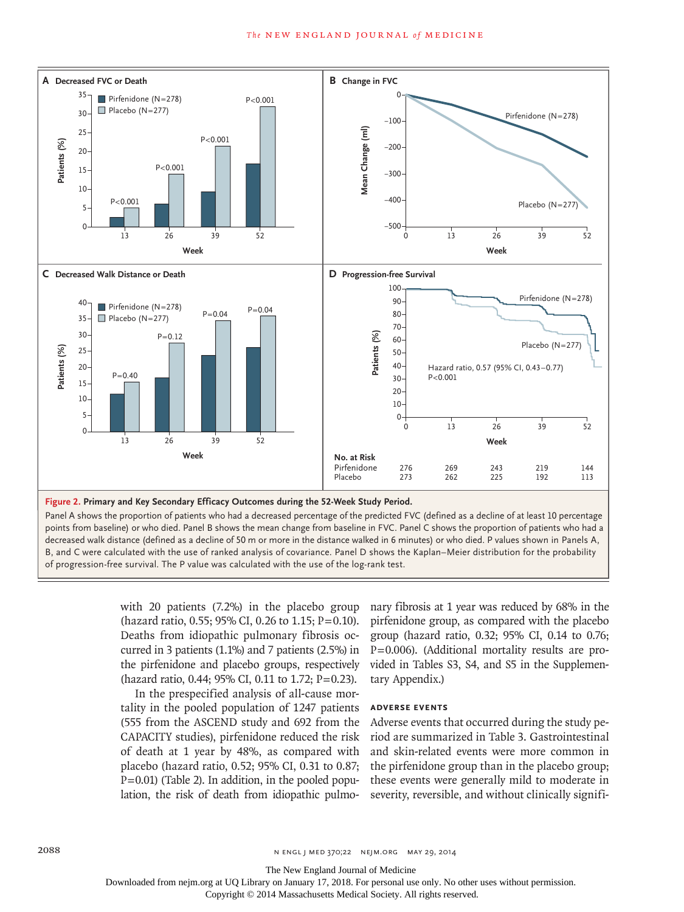**Figure 2. Primary and Key Secondary Efficacy Outcomes during the 52-Week Study Period.**

Panel A shows the proportion of patients who had a decreased percentage of the predicted FVC (defined as a decline of at least 10 percentage points from baseline) or who died. Panel B shows the mean change from baseline in FVC. Panel C shows the proportion of patients who had a decreased walk distance (defined as a decline of 50 m or more in the distance walked in 6 minutes) or who died. P values shown in Panels A, B, and C were calculated with the use of ranked analysis of covariance. Panel D shows the Kaplan–Meier distribution for the probability of progression-free survival. The P value was calculated with the use of the log-rank test.

with 20 patients (7.2%) in the placebo group (hazard ratio, 0.55; 95% CI, 0.26 to 1.15; P=0.10). Deaths from idiopathic pulmonary fibrosis occurred in 3 patients (1.1%) and 7 patients (2.5%) in the pirfenidone and placebo groups, respectively (hazard ratio, 0.44; 95% CI, 0.11 to 1.72; P=0.23).

In the prespecified analysis of all-cause mortality in the pooled population of 1247 patients (555 from the ASCEND study and 692 from the CAPACITY studies), pirfenidone reduced the risk of death at 1 year by 48%, as compared with placebo (hazard ratio, 0.52; 95% CI, 0.31 to 0.87; P=0.01) (Table 2). In addition, in the pooled population, the risk of death from idiopathic pulmonary fibrosis at 1 year was reduced by 68% in the pirfenidone group, as compared with the placebo group (hazard ratio, 0.32; 95% CI, 0.14 to 0.76; P=0.006). (Additional mortality results are provided in Tables S3, S4, and S5 in the Supplementary Appendix.)

### ADVERSE EVENTS

Adverse events that occurred during the study period are summarized in Table 3. Gastrointestinal and skin-related events were more common in the pirfenidone group than in the placebo group; these events were generally mild to moderate in severity, reversible, and without clinically signifi-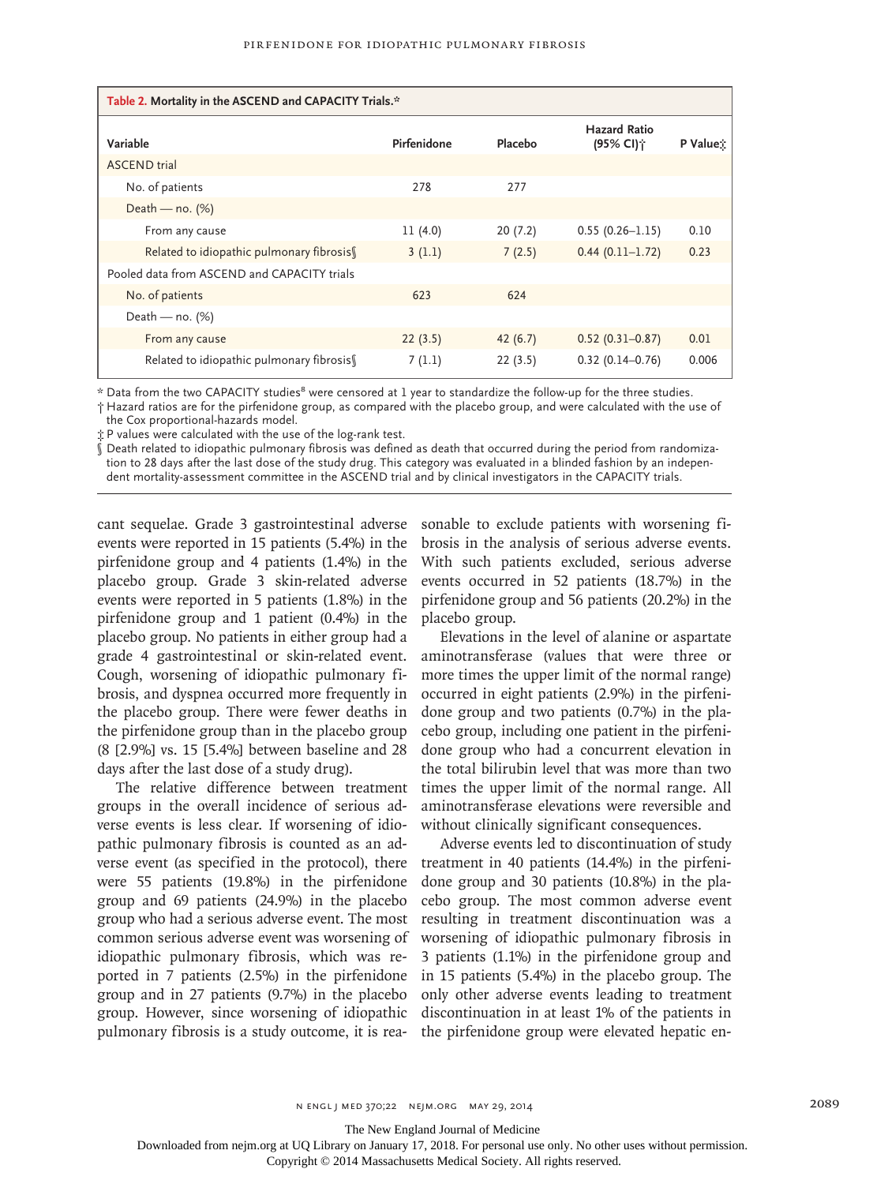**Table 2. Mortality in the ASCEND and CAPACITY Trials.***

| Variable | Pirfenidone | Placebo | Hazard Ratio (95% CI)† | P Value‡ |
|---|---|---|---|---|
| ASCEND trial | | | | |
| No. of patients | 278 | 277 | | |
| Death — no. (%) | | | | |
| From any cause | 11 (4.0) | 20 (7.2) | 0.55 (0.26–1.15) | 0.10 |
| Related to idiopathic pulmonary fibrosis§ | 3 (1.1) | 7 (2.5) | 0.44 (0.11–1.72) | 0.23 |
| Pooled data from ASCEND and CAPACITY trials | | | | |
| No. of patients | 623 | 624 | | |
| Death — no. (%) | | | | |
| From any cause | 22 (3.5) | 42 (6.7) | 0.52 (0.31–0.87) | 0.01 |
| Related to idiopathic pulmonary fibrosis§ | 7 (1.1) | 22 (3.5) | 0.32 (0.14–0.76) | 0.006 |

\* Data from the two CAPACITY studies[8] were censored at 1 year to standardize the follow-up for the three studies.

† Hazard ratios are for the pirfenidone group, as compared with the placebo group, and were calculated with the use of the Cox proportional-hazards model.

‡ P values were calculated with the use of the log-rank test.

§ Death related to idiopathic pulmonary fibrosis was defined as death that occurred during the period from randomization to 28 days after the last dose of the study drug. This category was evaluated in a blinded fashion by an independent mortality-assessment committee in the ASCEND trial and by clinical investigators in the CAPACITY trials.

cant sequelae. Grade 3 gastrointestinal adverse events were reported in 15 patients (5.4%) in the pirfenidone group and 4 patients (1.4%) in the placebo group. Grade 3 skin-related adverse events were reported in 5 patients (1.8%) in the pirfenidone group and 1 patient (0.4%) in the placebo group. No patients in either group had a grade 4 gastrointestinal or skin-related event. Cough, worsening of idiopathic pulmonary fibrosis, and dyspnea occurred more frequently in the placebo group. There were fewer deaths in the pirfenidone group than in the placebo group (8 [2.9%] vs. 15 [5.4%] between baseline and 28 days after the last dose of a study drug).

The relative difference between treatment groups in the overall incidence of serious adverse events is less clear. If worsening of idiopathic pulmonary fibrosis is counted as an adverse event (as specified in the protocol), there were 55 patients (19.8%) in the pirfenidone group and 69 patients (24.9%) in the placebo group who had a serious adverse event. The most common serious adverse event was worsening of idiopathic pulmonary fibrosis, which was reported in 7 patients (2.5%) in the pirfenidone group and in 27 patients (9.7%) in the placebo group. However, since worsening of idiopathic pulmonary fibrosis is a study outcome, it is reasonable to exclude patients with worsening fibrosis in the analysis of serious adverse events. With such patients excluded, serious adverse events occurred in 52 patients (18.7%) in the pirfenidone group and 56 patients (20.2%) in the placebo group.

Elevations in the level of alanine or aspartate aminotransferase (values that were three or more times the upper limit of the normal range) occurred in eight patients (2.9%) in the pirfenidone group and two patients (0.7%) in the placebo group, including one patient in the pirfenidone group who had a concurrent elevation in the total bilirubin level that was more than two times the upper limit of the normal range. All aminotransferase elevations were reversible and without clinically significant consequences.

Adverse events led to discontinuation of study treatment in 40 patients (14.4%) in the pirfenidone group and 30 patients (10.8%) in the placebo group. The most common adverse event resulting in treatment discontinuation was a worsening of idiopathic pulmonary fibrosis in 3 patients (1.1%) in the pirfenidone group and in 15 patients (5.4%) in the placebo group. The only other adverse events leading to treatment discontinuation in at least 1% of the patients in the pirfenidone group were elevated hepatic en-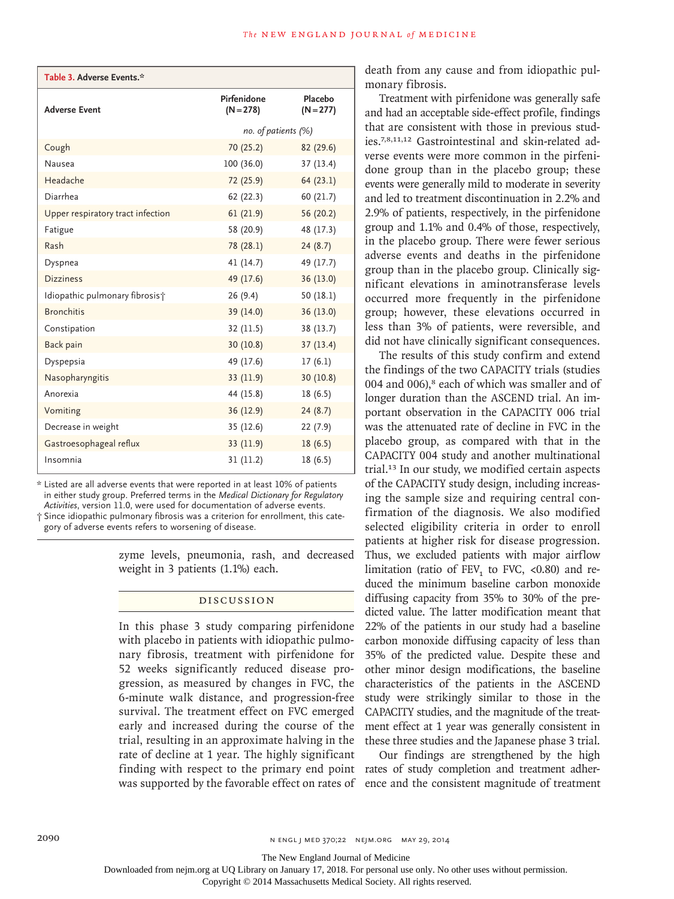**Table 3. Adverse Events.***

| Adverse Event | Pirfenidone (N=278) | Placebo (N=277) |
|---|---|---|
| | *no. of patients (%)* | |
| Cough | 70 (25.2) | 82 (29.6) |
| Nausea | 100 (36.0) | 37 (13.4) |
| Headache | 72 (25.9) | 64 (23.1) |
| Diarrhea | 62 (22.3) | 60 (21.7) |
| Upper respiratory tract infection | 61 (21.9) | 56 (20.2) |
| Fatigue | 58 (20.9) | 48 (17.3) |
| Rash | 78 (28.1) | 24 (8.7) |
| Dyspnea | 41 (14.7) | 49 (17.7) |
| Dizziness | 49 (17.6) | 36 (13.0) |
| Idiopathic pulmonary fibrosis† | 26 (9.4) | 50 (18.1) |
| Bronchitis | 39 (14.0) | 36 (13.0) |
| Constipation | 32 (11.5) | 38 (13.7) |
| Back pain | 30 (10.8) | 37 (13.4) |
| Dyspepsia | 49 (17.6) | 17 (6.1) |
| Nasopharyngitis | 33 (11.9) | 30 (10.8) |
| Anorexia | 44 (15.8) | 18 (6.5) |
| Vomiting | 36 (12.9) | 24 (8.7) |
| Decrease in weight | 35 (12.6) | 22 (7.9) |
| Gastroesophageal reflux | 33 (11.9) | 18 (6.5) |
| Insomnia | 31 (11.2) | 18 (6.5) |

\* Listed are all adverse events that were reported in at least 10% of patients in either study group. Preferred terms in the *Medical Dictionary for Regulatory Activities*, version 11.0, were used for documentation of adverse events.

† Since idiopathic pulmonary fibrosis was a criterion for enrollment, this category of adverse events refers to worsening of disease.

zyme levels, pneumonia, rash, and decreased weight in 3 patients (1.1%) each.

## DISCUSSION

In this phase 3 study comparing pirfenidone with placebo in patients with idiopathic pulmonary fibrosis, treatment with pirfenidone for 52 weeks significantly reduced disease progression, as measured by changes in FVC, the 6-minute walk distance, and progression-free survival. The treatment effect on FVC emerged early and increased during the course of the trial, resulting in an approximate halving in the rate of decline at 1 year. The highly significant finding with respect to the primary end point was supported by the favorable effect on rates of death from any cause and from idiopathic pulmonary fibrosis.

Treatment with pirfenidone was generally safe and had an acceptable side-effect profile, findings that are consistent with those in previous studies.[7,8,11,12] Gastrointestinal and skin-related adverse events were more common in the pirfenidone group than in the placebo group; these events were generally mild to moderate in severity and led to treatment discontinuation in 2.2% and 2.9% of patients, respectively, in the pirfenidone group and 1.1% and 0.4% of those, respectively, in the placebo group. There were fewer serious adverse events and deaths in the pirfenidone group than in the placebo group. Clinically significant elevations in aminotransferase levels occurred more frequently in the pirfenidone group; however, these elevations occurred in less than 3% of patients, were reversible, and did not have clinically significant consequences.

The results of this study confirm and extend the findings of the two CAPACITY trials (studies 004 and 006),[8] each of which was smaller and of longer duration than the ASCEND trial. An important observation in the CAPACITY 006 trial was the attenuated rate of decline in FVC in the placebo group, as compared with that in the CAPACITY 004 study and another multinational trial.[13] In our study, we modified certain aspects of the CAPACITY study design, including increasing the sample size and requiring central confirmation of the diagnosis. We also modified selected eligibility criteria in order to enroll patients at higher risk for disease progression. Thus, we excluded patients with major airflow limitation (ratio of $FEV_1$ to FVC, <0.80) and reduced the minimum baseline carbon monoxide diffusing capacity from 35% to 30% of the predicted value. The latter modification meant that 22% of the patients in our study had a baseline carbon monoxide diffusing capacity of less than 35% of the predicted value. Despite these and other minor design modifications, the baseline characteristics of the patients in the ASCEND study were strikingly similar to those in the CAPACITY studies, and the magnitude of the treatment effect at 1 year was generally consistent in these three studies and the Japanese phase 3 trial.

Our findings are strengthened by the high rates of study completion and treatment adherence and the consistent magnitude of treatment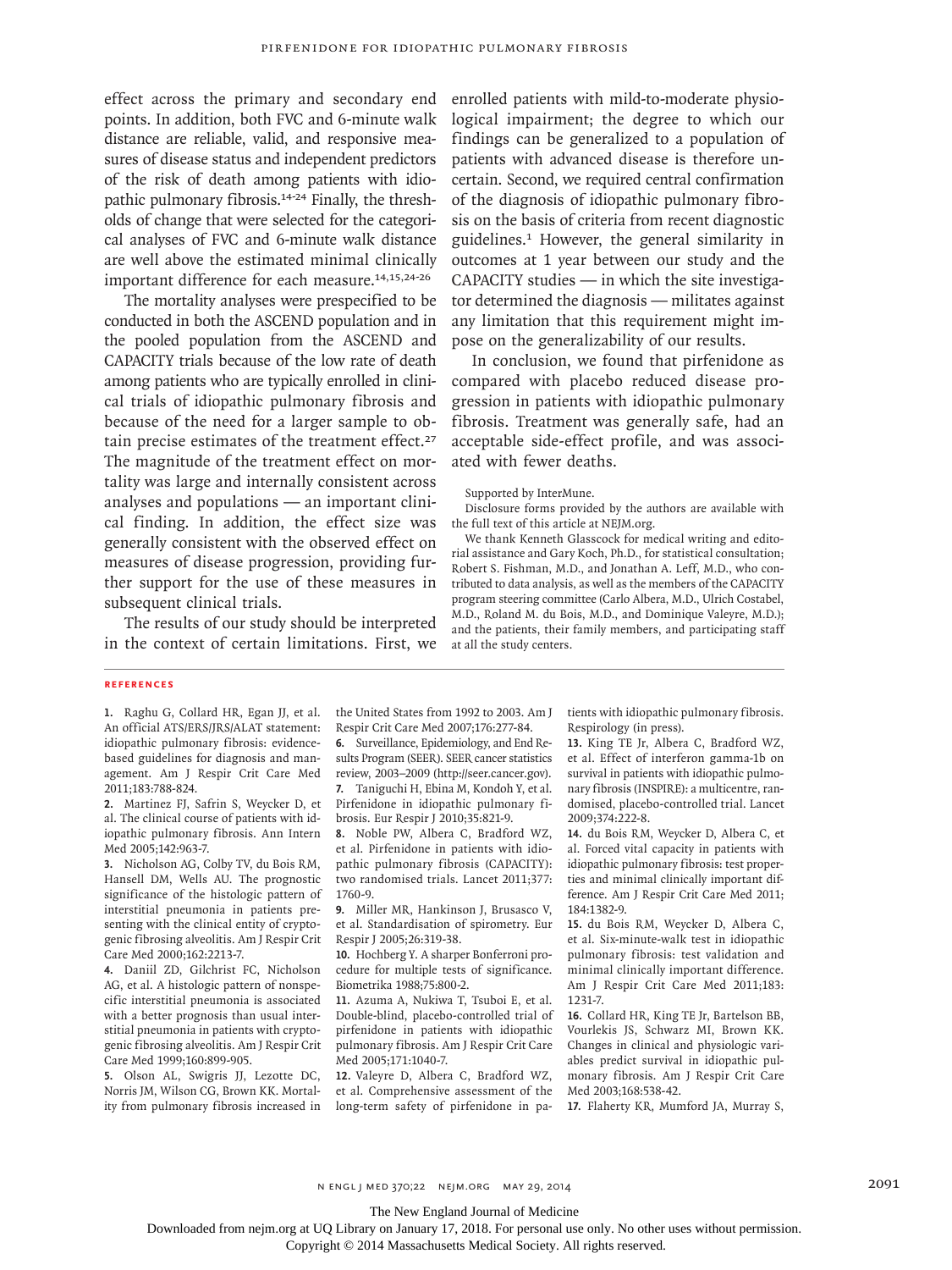effect across the primary and secondary end points. In addition, both FVC and 6-minute walk distance are reliable, valid, and responsive measures of disease status and independent predictors of the risk of death among patients with idiopathic pulmonary fibrosis.[14-24] Finally, the thresholds of change that were selected for the categorical analyses of FVC and 6-minute walk distance are well above the estimated minimal clinically important difference for each measure.[14,15,24-26]

The mortality analyses were prespecified to be conducted in both the ASCEND population and in the pooled population from the ASCEND and CAPACITY trials because of the low rate of death among patients who are typically enrolled in clinical trials of idiopathic pulmonary fibrosis and because of the need for a larger sample to obtain precise estimates of the treatment effect.[27] The magnitude of the treatment effect on mortality was large and internally consistent across analyses and populations — an important clinical finding. In addition, the effect size was generally consistent with the observed effect on measures of disease progression, providing further support for the use of these measures in subsequent clinical trials.

The results of our study should be interpreted in the context of certain limitations. First, we enrolled patients with mild-to-moderate physiological impairment; the degree to which our findings can be generalized to a population of patients with advanced disease is therefore uncertain. Second, we required central confirmation of the diagnosis of idiopathic pulmonary fibrosis on the basis of criteria from recent diagnostic guidelines.[1] However, the general similarity in outcomes at 1 year between our study and the CAPACITY studies — in which the site investigator determined the diagnosis — militates against any limitation that this requirement might impose on the generalizability of our results.

In conclusion, we found that pirfenidone as compared with placebo reduced disease progression in patients with idiopathic pulmonary fibrosis. Treatment was generally safe, had an acceptable side-effect profile, and was associated with fewer deaths.

Supported by InterMune.

Disclosure forms provided by the authors are available with the full text of this article at NEJM.org.

We thank Kenneth Glasscock for medical writing and editorial assistance and Gary Koch, Ph.D., for statistical consultation; Robert S. Fishman, M.D., and Jonathan A. Leff, M.D., who contributed to data analysis, as well as the members of the CAPACITY program steering committee (Carlo Albera, M.D., Ulrich Costabel, M.D., Roland M. du Bois, M.D., and Dominique Valeyre, M.D.); and the patients, their family members, and participating staff at all the study centers.

## References

1. Raghu G, Collard HR, Egan JJ, et al. An official ATS/ERS/JRS/ALAT statement: idiopathic pulmonary fibrosis: evidence-based guidelines for diagnosis and management. Am J Respir Crit Care Med 2011;183:788-824.
2. Martinez FJ, Safrin S, Weycker D, et al. The clinical course of patients with idiopathic pulmonary fibrosis. Ann Intern Med 2005;142:963-7.
3. Nicholson AG, Colby TV, du Bois RM, Hansell DM, Wells AU. The prognostic significance of the histologic pattern of interstitial pneumonia in patients presenting with the clinical entity of cryptogenic fibrosing alveolitis. Am J Respir Crit Care Med 2000;162:2213-7.
4. Daniil ZD, Gilchrist FC, Nicholson AG, et al. A histologic pattern of nonspecific interstitial pneumonia is associated with a better prognosis than usual interstitial pneumonia in patients with cryptogenic fibrosing alveolitis. Am J Respir Crit Care Med 1999;160:899-905.
5. Olson AL, Swigris JJ, Lezotte DC, Norris JM, Wilson CG, Brown KK. Mortality from pulmonary fibrosis increased in the United States from 1992 to 2003. Am J Respir Crit Care Med 2007;176:277-84.
6. Surveillance, Epidemiology, and End Results Program (SEER). SEER cancer statistics review, 2003–2009 (http://seer.cancer.gov).
7. Taniguchi H, Ebina M, Kondoh Y, et al. Pirfenidone in idiopathic pulmonary fibrosis. Eur Respir J 2010;35:821-9.
8. Noble PW, Albera C, Bradford WZ, et al. Pirfenidone in patients with idiopathic pulmonary fibrosis (CAPACITY): two randomised trials. Lancet 2011;377:1760-9.
9. Miller MR, Hankinson J, Brusasco V, et al. Standardisation of spirometry. Eur Respir J 2005;26:319-38.
10. Hochberg Y. A sharper Bonferroni procedure for multiple tests of significance. Biometrika 1988;75:800-2.
11. Azuma A, Nukiwa T, Tsuboi E, et al. Double-blind, placebo-controlled trial of pirfenidone in patients with idiopathic pulmonary fibrosis. Am J Respir Crit Care Med 2005;171:1040-7.
12. Valeyre D, Albera C, Bradford WZ, et al. Comprehensive assessment of the long-term safety of pirfenidone in patients with idiopathic pulmonary fibrosis. Respirology (in press).
13. King TE Jr, Albera C, Bradford WZ, et al. Effect of interferon gamma-1b on survival in patients with idiopathic pulmonary fibrosis (INSPIRE): a multicentre, randomised, placebo-controlled trial. Lancet 2009;374:222-8.
14. du Bois RM, Weycker D, Albera C, et al. Forced vital capacity in patients with idiopathic pulmonary fibrosis: test properties and minimal clinically important difference. Am J Respir Crit Care Med 2011;184:1382-9.
15. du Bois RM, Weycker D, Albera C, et al. Six-minute-walk test in idiopathic pulmonary fibrosis: test validation and minimal clinically important difference. Am J Respir Crit Care Med 2011;183:1231-7.
16. Collard HR, King TE Jr, Bartelson BB, Vourlekis JS, Schwarz MI, Brown KK. Changes in clinical and physiologic variables predict survival in idiopathic pulmonary fibrosis. Am J Respir Crit Care Med 2003;168:538-42.
17. Flaherty KR, Mumford JA, Murray S,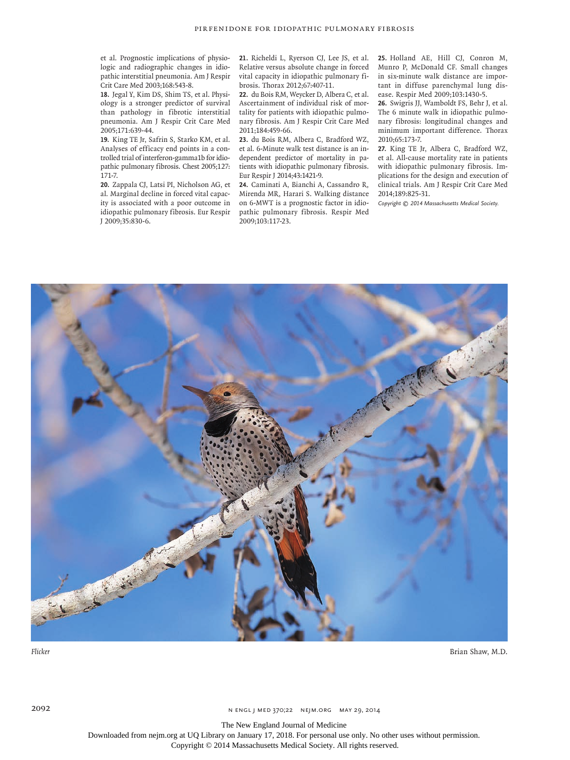et al. Prognostic implications of physiologic and radiographic changes in idiopathic interstitial pneumonia. Am J Respir Crit Care Med 2003;168:543-8.

**18.** Jegal Y, Kim DS, Shim TS, et al. Physiology is a stronger predictor of survival than pathology in fibrotic interstitial pneumonia. Am J Respir Crit Care Med 2005;171:639-44.

**19.** King TE Jr, Safrin S, Starko KM, et al. Analyses of efficacy end points in a controlled trial of interferon-gamma1b for idiopathic pulmonary fibrosis. Chest 2005;127:171-7.

**20.** Zappala CJ, Latsi PI, Nicholson AG, et al. Marginal decline in forced vital capacity is associated with a poor outcome in idiopathic pulmonary fibrosis. Eur Respir J 2009;35:830-6.

**21.** Richeldi L, Ryerson CJ, Lee JS, et al. Relative versus absolute change in forced vital capacity in idiopathic pulmonary fibrosis. Thorax 2012;67:407-11.

**22.** du Bois RM, Weycker D, Albera C, et al. Ascertainment of individual risk of mortality for patients with idiopathic pulmonary fibrosis. Am J Respir Crit Care Med 2011;184:459-66.

**23.** du Bois RM, Albera C, Bradford WZ, et al. 6-Minute walk test distance is an independent predictor of mortality in patients with idiopathic pulmonary fibrosis. Eur Respir J 2014;43:1421-9.

**24.** Caminati A, Bianchi A, Cassandro R, Mirenda MR, Harari S. Walking distance on 6-MWT is a prognostic factor in idiopathic pulmonary fibrosis. Respir Med 2009;103:117-23.

**25.** Holland AE, Hill CJ, Conron M, Munro P, McDonald CF. Small changes in six-minute walk distance are important in diffuse parenchymal lung disease. Respir Med 2009;103:1430-5.

**26.** Swigris JJ, Wamboldt FS, Behr J, et al. The 6 minute walk in idiopathic pulmonary fibrosis: longitudinal changes and minimum important difference. Thorax 2010;65:173-7.

**27.** King TE Jr, Albera C, Bradford WZ, et al. All-cause mortality rate in patients with idiopathic pulmonary fibrosis. Implications for the design and execution of clinical trials. Am J Respir Crit Care Med 2014;189:825-31.

*Copyright © 2014 Massachusetts Medical Society.*

*Flicker* — Brian Shaw, M.D.